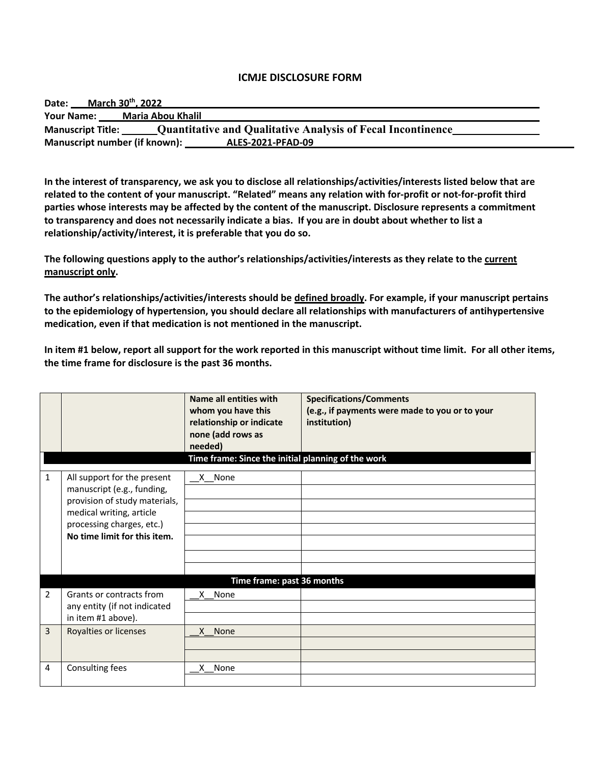# ICMJE DISCLOSURE FORM

**Date:** March 30th, 2022
**Your Name:** Maria Abou Khalil
**Manuscript Title:** Quantitative and Qualitative Analysis of Fecal Incontinence
**Manuscript number (if known):** ALES-2021-PFAD-09

**In the interest of transparency, we ask you to disclose all relationships/activities/interests listed below that are related to the content of your manuscript. "Related" means any relation with for-profit or not-for-profit third parties whose interests may be affected by the content of the manuscript. Disclosure represents a commitment to transparency and does not necessarily indicate a bias. If you are in doubt about whether to list a relationship/activity/interest, it is preferable that you do so.**

**The following questions apply to the author's relationships/activities/interests as they relate to the current manuscript only.**

**The author's relationships/activities/interests should be defined broadly. For example, if your manuscript pertains to the epidemiology of hypertension, you should declare all relationships with manufacturers of antihypertensive medication, even if that medication is not mentioned in the manuscript.**

**In item #1 below, report all support for the work reported in this manuscript without time limit. For all other items, the time frame for disclosure is the past 36 months.**

| | | Name all entities with whom you have this relationship or indicate none (add rows as needed) | Specifications/Comments (e.g., if payments were made to you or to your institution) |
|---|---|---|---|
| | | **Time frame: Since the initial planning of the work** | |
| 1 | All support for the present manuscript (e.g., funding, provision of study materials, medical writing, article processing charges, etc.) **No time limit for this item.** | __X__None | |
| | | **Time frame: past 36 months** | |
| 2 | Grants or contracts from any entity (if not indicated in item #1 above). | __X__None | |
| 3 | Royalties or licenses | __X__None | |
| 4 | Consulting fees | __X__None | |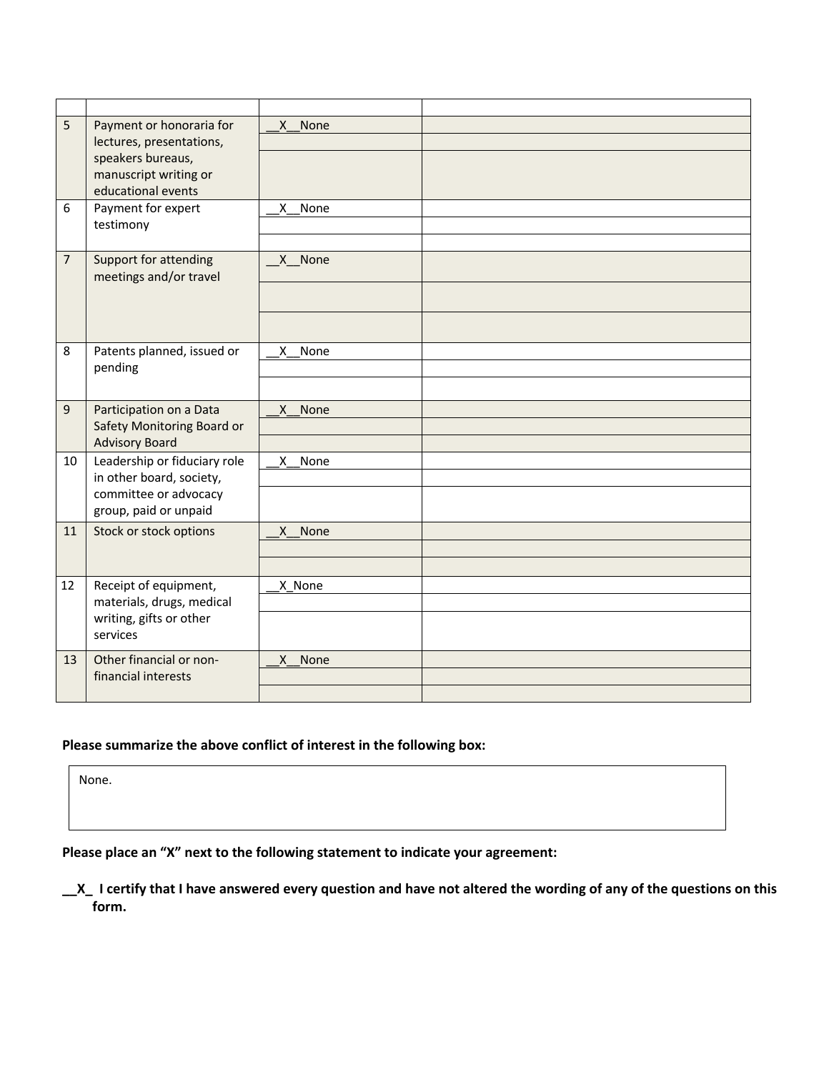| | | | |
|---|---|---|---|
| 5 | Payment or honoraria for lectures, presentations, speakers bureaus, manuscript writing or educational events | __X__None | |
| | | | |
| | | | |
| 6 | Payment for expert testimony | __X__None | |
| | | | |
| | | | |
| 7 | Support for attending meetings and/or travel | __X__None | |
| | | | |
| | | | |
| 8 | Patents planned, issued or pending | __X__None | |
| | | | |
| | | | |
| 9 | Participation on a Data Safety Monitoring Board or Advisory Board | __X__None | |
| | | | |
| | | | |
| 10 | Leadership or fiduciary role in other board, society, committee or advocacy group, paid or unpaid | __X__None | |
| | | | |
| | | | |
| 11 | Stock or stock options | __X__None | |
| | | | |
| | | | |
| 12 | Receipt of equipment, materials, drugs, medical writing, gifts or other services | __X_None | |
| | | | |
| | | | |
| 13 | Other financial or non-financial interests | __X__None | |
| | | | |
| | | | |

**Please summarize the above conflict of interest in the following box:**

None.

**Please place an "X" next to the following statement to indicate your agreement:**

**__X_ I certify that I have answered every question and have not altered the wording of any of the questions on this form.**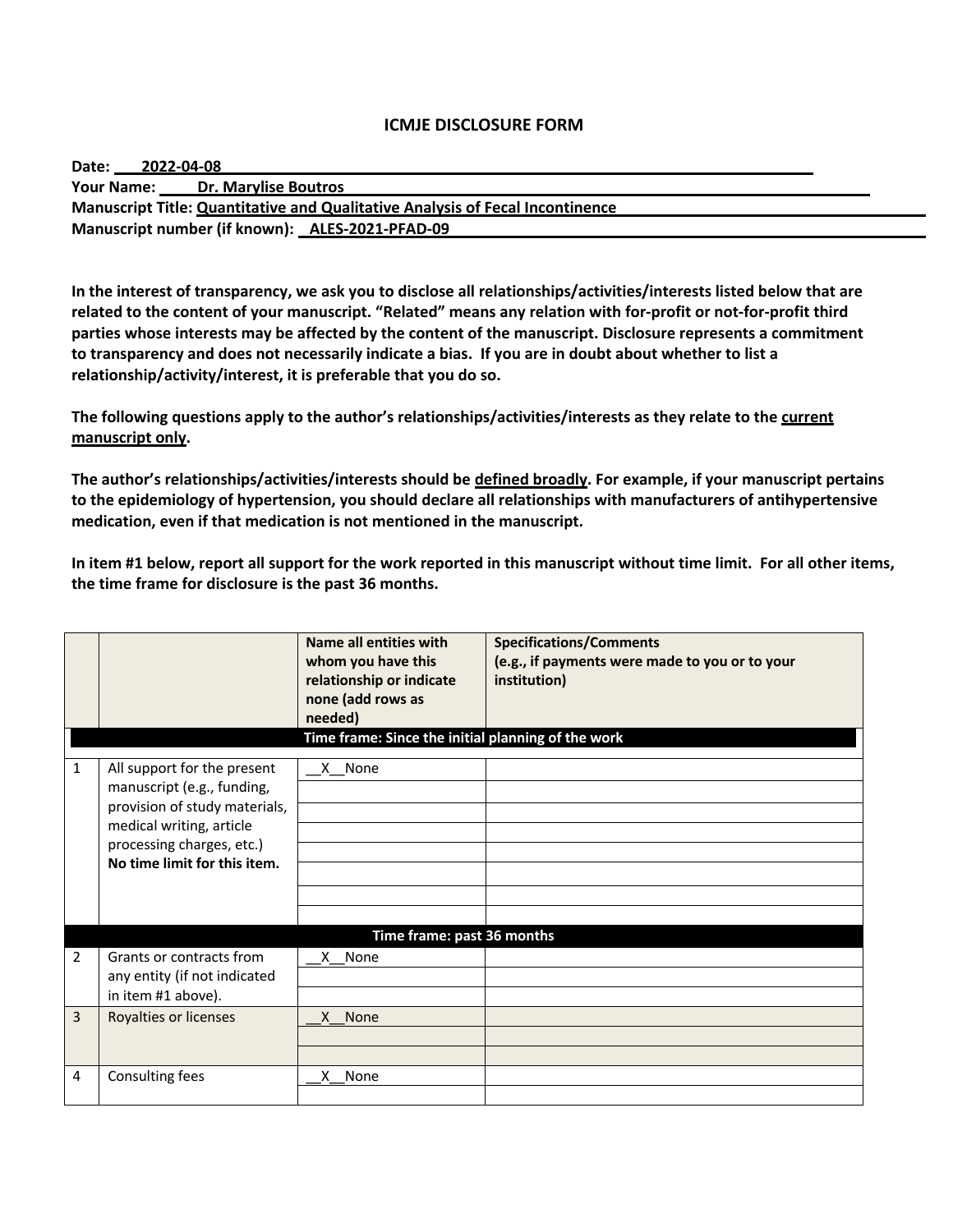# ICMJE DISCLOSURE FORM

**Date:** 2022-04-08
**Your Name:** Dr. Marylise Boutros
**Manuscript Title:** Quantitative and Qualitative Analysis of Fecal Incontinence
**Manuscript number (if known):** ALES-2021-PFAD-09

**In the interest of transparency, we ask you to disclose all relationships/activities/interests listed below that are related to the content of your manuscript. "Related" means any relation with for-profit or not-for-profit third parties whose interests may be affected by the content of the manuscript. Disclosure represents a commitment to transparency and does not necessarily indicate a bias. If you are in doubt about whether to list a relationship/activity/interest, it is preferable that you do so.**

**The following questions apply to the author's relationships/activities/interests as they relate to the current manuscript only.**

**The author's relationships/activities/interests should be defined broadly. For example, if your manuscript pertains to the epidemiology of hypertension, you should declare all relationships with manufacturers of antihypertensive medication, even if that medication is not mentioned in the manuscript.**

**In item #1 below, report all support for the work reported in this manuscript without time limit. For all other items, the time frame for disclosure is the past 36 months.**

| | | **Name all entities with whom you have this relationship or indicate none (add rows as needed)** | **Specifications/Comments (e.g., if payments were made to you or to your institution)** |
|---|---|---|---|
| | | **Time frame: Since the initial planning of the work** | |
| 1 | All support for the present manuscript (e.g., funding, provision of study materials, medical writing, article processing charges, etc.) **No time limit for this item.** | __X__None | |
| | | **Time frame: past 36 months** | |
| 2 | Grants or contracts from any entity (if not indicated in item #1 above). | __X__None | |
| 3 | Royalties or licenses | __X__None | |
| 4 | Consulting fees | __X__None | |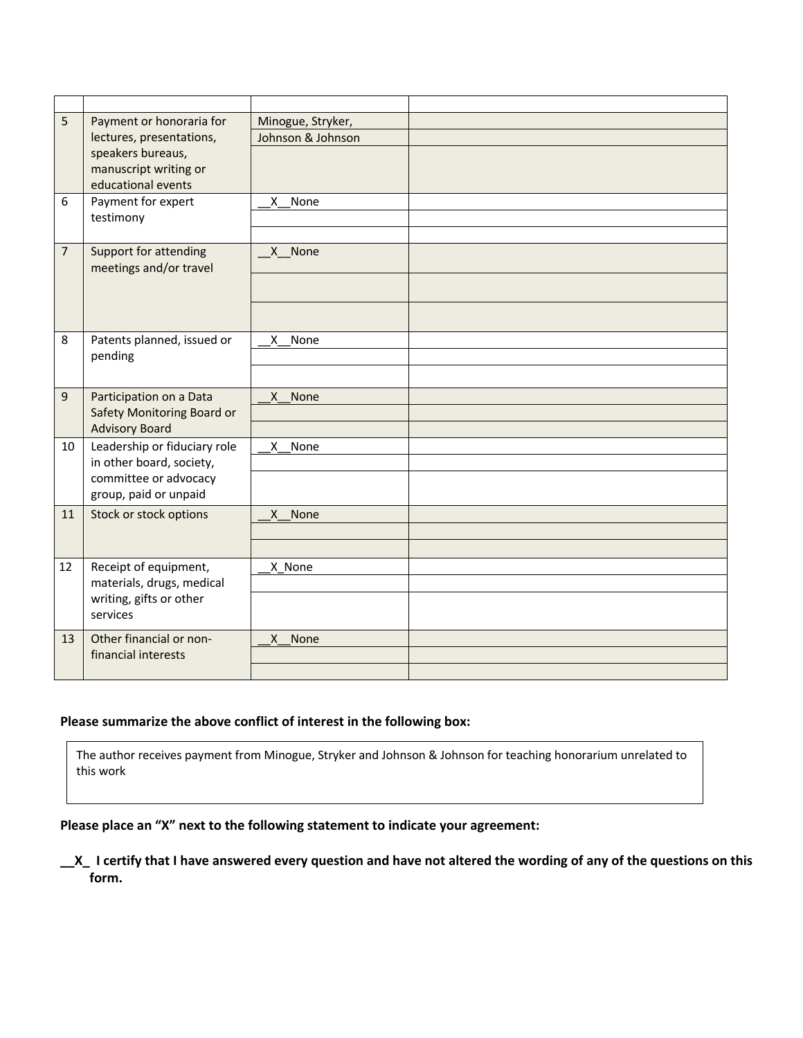| | | | |
|---|---|---|---|
| | | | |
| 5 | Payment or honoraria for lectures, presentations, speakers bureaus, manuscript writing or educational events | Minogue, Stryker, | |
| | | Johnson & Johnson | |
| | | | |
| 6 | Payment for expert testimony | __X__None | |
| | | | |
| | | | |
| 7 | Support for attending meetings and/or travel | __X__None | |
| | | | |
| | | | |
| 8 | Patents planned, issued or pending | __X__None | |
| | | | |
| | | | |
| 9 | Participation on a Data Safety Monitoring Board or Advisory Board | __X__None | |
| | | | |
| | | | |
| 10 | Leadership or fiduciary role in other board, society, committee or advocacy group, paid or unpaid | __X__None | |
| | | | |
| | | | |
| 11 | Stock or stock options | __X__None | |
| | | | |
| | | | |
| 12 | Receipt of equipment, materials, drugs, medical writing, gifts or other services | __X_None | |
| | | | |
| | | | |
| 13 | Other financial or non-financial interests | __X__None | |
| | | | |
| | | | |

**Please summarize the above conflict of interest in the following box:**

The author receives payment from Minogue, Stryker and Johnson & Johnson for teaching honorarium unrelated to this work

**Please place an "X" next to the following statement to indicate your agreement:**

**__X_ I certify that I have answered every question and have not altered the wording of any of the questions on this form.**